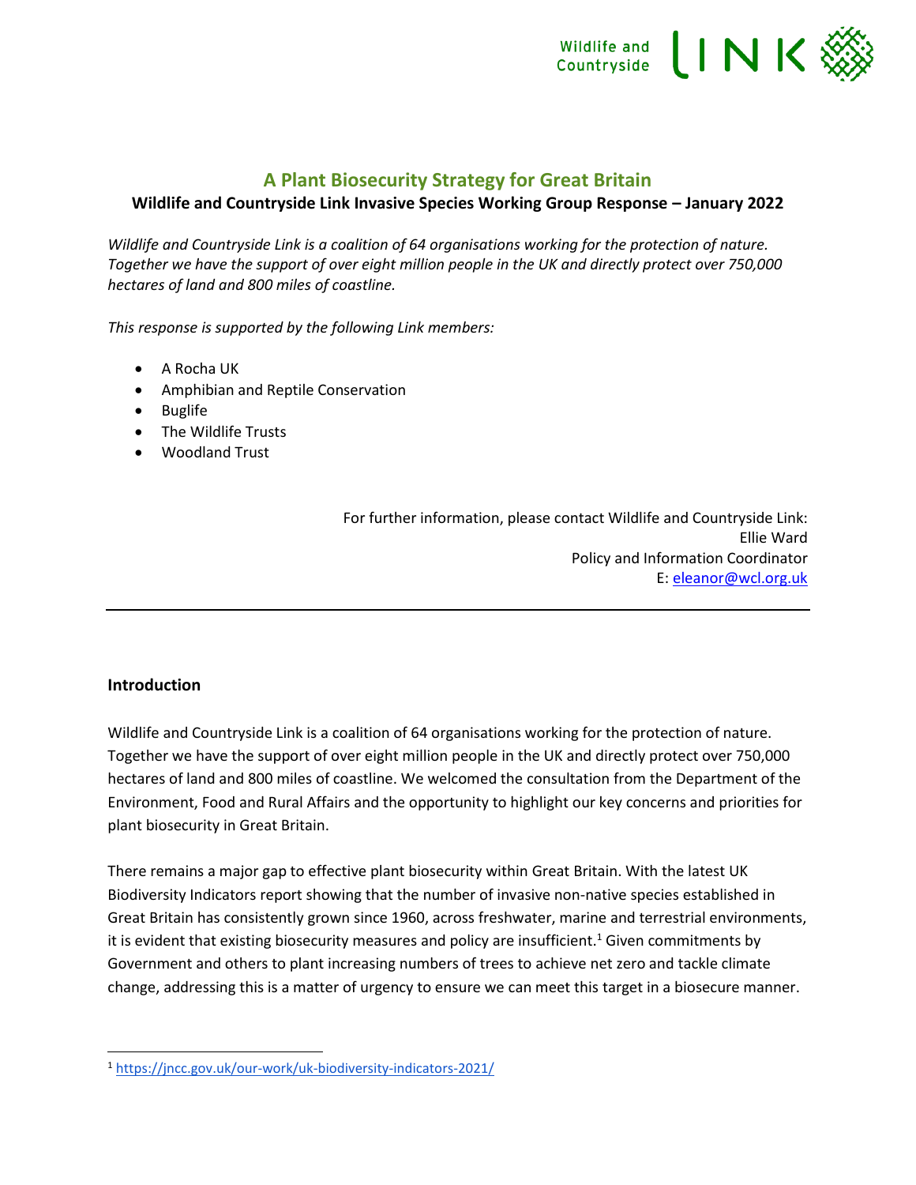# A Plant Biosecurity Strategy for Great Britain

**Wildlife and Countryside Link Invasive Species Working Group Response – January 2022**

*Wildlife and Countryside Link is a coalition of 64 organisations working for the protection of nature. Together we have the support of over eight million people in the UK and directly protect over 750,000 hectares of land and 800 miles of coastline.*

*This response is supported by the following Link members:*

- A Rocha UK
- Amphibian and Reptile Conservation
- Buglife
- The Wildlife Trusts
- Woodland Trust

For further information, please contact Wildlife and Countryside Link:
Ellie Ward
Policy and Information Coordinator
E: eleanor@wcl.org.uk

---

## Introduction

Wildlife and Countryside Link is a coalition of 64 organisations working for the protection of nature. Together we have the support of over eight million people in the UK and directly protect over 750,000 hectares of land and 800 miles of coastline. We welcomed the consultation from the Department of the Environment, Food and Rural Affairs and the opportunity to highlight our key concerns and priorities for plant biosecurity in Great Britain.

There remains a major gap to effective plant biosecurity within Great Britain. With the latest UK Biodiversity Indicators report showing that the number of invasive non-native species established in Great Britain has consistently grown since 1960, across freshwater, marine and terrestrial environments, it is evident that existing biosecurity measures and policy are insufficient.[1] Given commitments by Government and others to plant increasing numbers of trees to achieve net zero and tackle climate change, addressing this is a matter of urgency to ensure we can meet this target in a biosecure manner.

---

[1] https://jncc.gov.uk/our-work/uk-biodiversity-indicators-2021/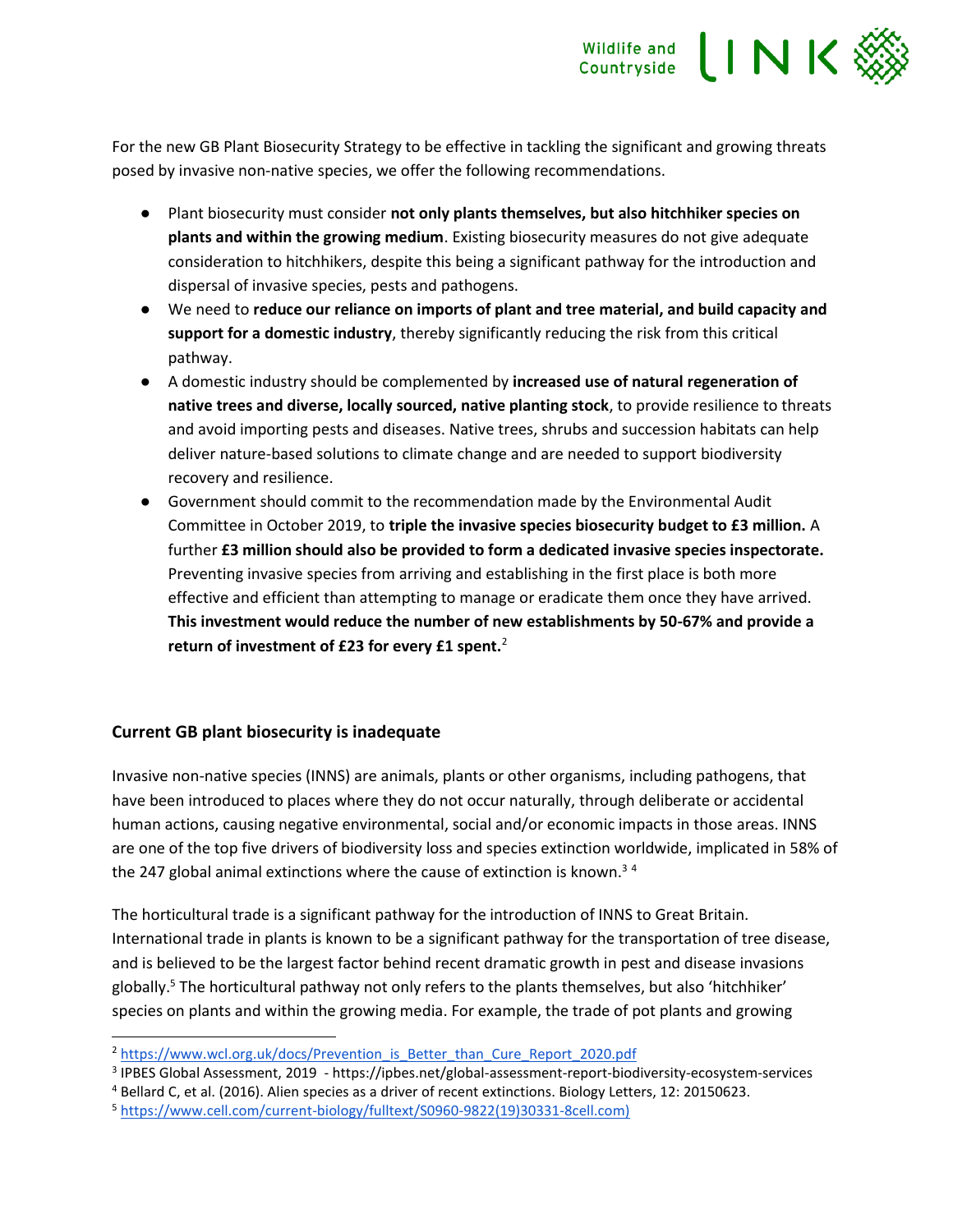For the new GB Plant Biosecurity Strategy to be effective in tackling the significant and growing threats posed by invasive non-native species, we offer the following recommendations.

- Plant biosecurity must consider **not only plants themselves, but also hitchhiker species on plants and within the growing medium**. Existing biosecurity measures do not give adequate consideration to hitchhikers, despite this being a significant pathway for the introduction and dispersal of invasive species, pests and pathogens.
- We need to **reduce our reliance on imports of plant and tree material, and build capacity and support for a domestic industry**, thereby significantly reducing the risk from this critical pathway.
- A domestic industry should be complemented by **increased use of natural regeneration of native trees and diverse, locally sourced, native planting stock**, to provide resilience to threats and avoid importing pests and diseases. Native trees, shrubs and succession habitats can help deliver nature-based solutions to climate change and are needed to support biodiversity recovery and resilience.
- Government should commit to the recommendation made by the Environmental Audit Committee in October 2019, to **triple the invasive species biosecurity budget to £3 million.** A further **£3 million should also be provided to form a dedicated invasive species inspectorate.** Preventing invasive species from arriving and establishing in the first place is both more effective and efficient than attempting to manage or eradicate them once they have arrived. **This investment would reduce the number of new establishments by 50-67% and provide a return of investment of £23 for every £1 spent.**[2]

## Current GB plant biosecurity is inadequate

Invasive non-native species (INNS) are animals, plants or other organisms, including pathogens, that have been introduced to places where they do not occur naturally, through deliberate or accidental human actions, causing negative environmental, social and/or economic impacts in those areas. INNS are one of the top five drivers of biodiversity loss and species extinction worldwide, implicated in 58% of the 247 global animal extinctions where the cause of extinction is known.[3] [4]

The horticultural trade is a significant pathway for the introduction of INNS to Great Britain. International trade in plants is known to be a significant pathway for the transportation of tree disease, and is believed to be the largest factor behind recent dramatic growth in pest and disease invasions globally.[5] The horticultural pathway not only refers to the plants themselves, but also 'hitchhiker' species on plants and within the growing media. For example, the trade of pot plants and growing

---

[2] https://www.wcl.org.uk/docs/Prevention_is_Better_than_Cure_Report_2020.pdf

[3] IPBES Global Assessment, 2019 - https://ipbes.net/global-assessment-report-biodiversity-ecosystem-services

[4] Bellard C, et al. (2016). Alien species as a driver of recent extinctions. Biology Letters, 12: 20150623.

[5] https://www.cell.com/current-biology/fulltext/S0960-9822(19)30331-8cell.com)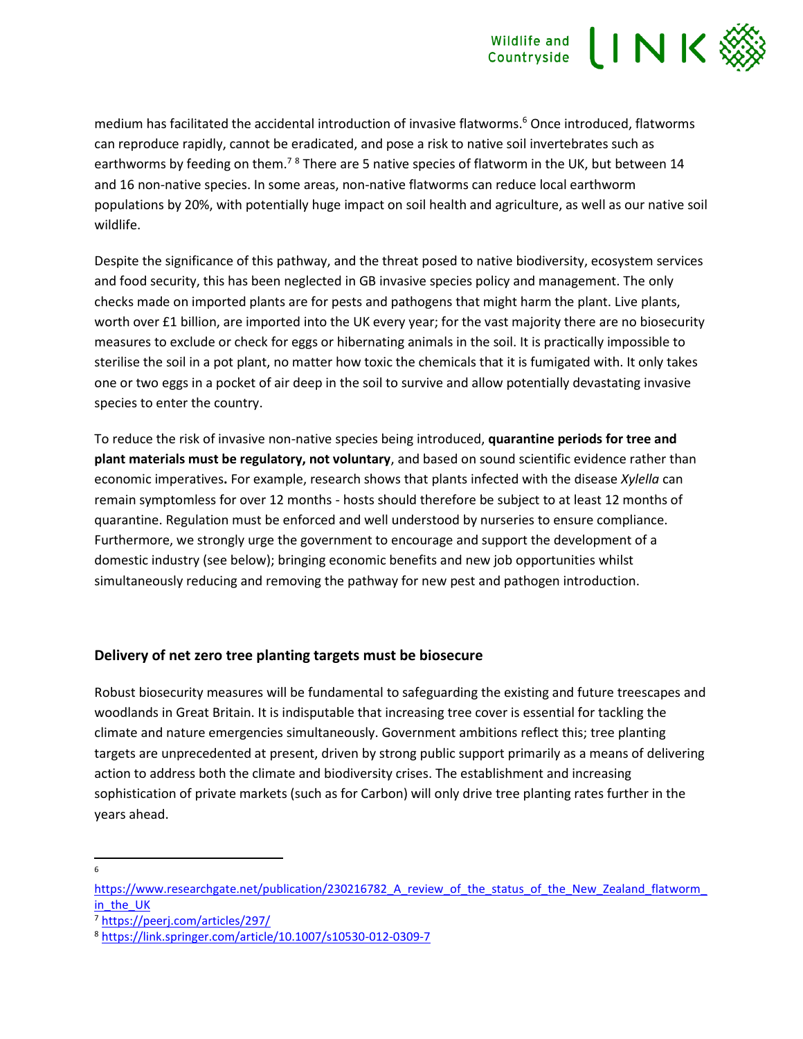medium has facilitated the accidental introduction of invasive flatworms.[6] Once introduced, flatworms can reproduce rapidly, cannot be eradicated, and pose a risk to native soil invertebrates such as earthworms by feeding on them.[7] [8] There are 5 native species of flatworm in the UK, but between 14 and 16 non-native species. In some areas, non-native flatworms can reduce local earthworm populations by 20%, with potentially huge impact on soil health and agriculture, as well as our native soil wildlife.

Despite the significance of this pathway, and the threat posed to native biodiversity, ecosystem services and food security, this has been neglected in GB invasive species policy and management. The only checks made on imported plants are for pests and pathogens that might harm the plant. Live plants, worth over £1 billion, are imported into the UK every year; for the vast majority there are no biosecurity measures to exclude or check for eggs or hibernating animals in the soil. It is practically impossible to sterilise the soil in a pot plant, no matter how toxic the chemicals that it is fumigated with. It only takes one or two eggs in a pocket of air deep in the soil to survive and allow potentially devastating invasive species to enter the country.

To reduce the risk of invasive non-native species being introduced, **quarantine periods for tree and plant materials must be regulatory, not voluntary**, and based on sound scientific evidence rather than economic imperatives**.** For example, research shows that plants infected with the disease *Xylella* can remain symptomless for over 12 months - hosts should therefore be subject to at least 12 months of quarantine. Regulation must be enforced and well understood by nurseries to ensure compliance. Furthermore, we strongly urge the government to encourage and support the development of a domestic industry (see below); bringing economic benefits and new job opportunities whilst simultaneously reducing and removing the pathway for new pest and pathogen introduction.

## Delivery of net zero tree planting targets must be biosecure

Robust biosecurity measures will be fundamental to safeguarding the existing and future treescapes and woodlands in Great Britain. It is indisputable that increasing tree cover is essential for tackling the climate and nature emergencies simultaneously. Government ambitions reflect this; tree planting targets are unprecedented at present, driven by strong public support primarily as a means of delivering action to address both the climate and biodiversity crises. The establishment and increasing sophistication of private markets (such as for Carbon) will only drive tree planting rates further in the years ahead.

---

[6] https://www.researchgate.net/publication/230216782_A_review_of_the_status_of_the_New_Zealand_flatworm_in_the_UK

[7] https://peerj.com/articles/297/

[8] https://link.springer.com/article/10.1007/s10530-012-0309-7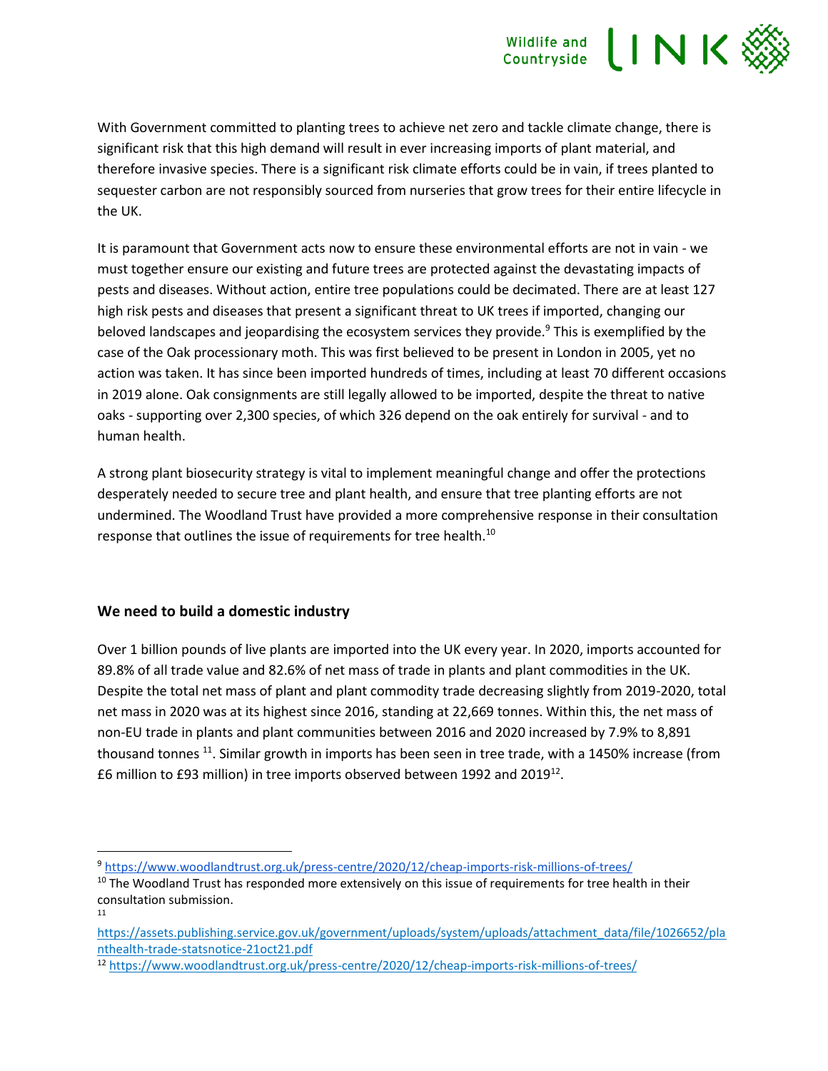With Government committed to planting trees to achieve net zero and tackle climate change, there is significant risk that this high demand will result in ever increasing imports of plant material, and therefore invasive species. There is a significant risk climate efforts could be in vain, if trees planted to sequester carbon are not responsibly sourced from nurseries that grow trees for their entire lifecycle in the UK.

It is paramount that Government acts now to ensure these environmental efforts are not in vain - we must together ensure our existing and future trees are protected against the devastating impacts of pests and diseases. Without action, entire tree populations could be decimated. There are at least 127 high risk pests and diseases that present a significant threat to UK trees if imported, changing our beloved landscapes and jeopardising the ecosystem services they provide.[9] This is exemplified by the case of the Oak processionary moth. This was first believed to be present in London in 2005, yet no action was taken. It has since been imported hundreds of times, including at least 70 different occasions in 2019 alone. Oak consignments are still legally allowed to be imported, despite the threat to native oaks - supporting over 2,300 species, of which 326 depend on the oak entirely for survival - and to human health.

A strong plant biosecurity strategy is vital to implement meaningful change and offer the protections desperately needed to secure tree and plant health, and ensure that tree planting efforts are not undermined. The Woodland Trust have provided a more comprehensive response in their consultation response that outlines the issue of requirements for tree health.[10]

### We need to build a domestic industry

Over 1 billion pounds of live plants are imported into the UK every year. In 2020, imports accounted for 89.8% of all trade value and 82.6% of net mass of trade in plants and plant commodities in the UK. Despite the total net mass of plant and plant commodity trade decreasing slightly from 2019-2020, total net mass in 2020 was at its highest since 2016, standing at 22,669 tonnes. Within this, the net mass of non-EU trade in plants and plant communities between 2016 and 2020 increased by 7.9% to 8,891 thousand tonnes [11]. Similar growth in imports has been seen in tree trade, with a 1450% increase (from £6 million to £93 million) in tree imports observed between 1992 and 2019[12].

---

[9] https://www.woodlandtrust.org.uk/press-centre/2020/12/cheap-imports-risk-millions-of-trees/

[10] The Woodland Trust has responded more extensively on this issue of requirements for tree health in their consultation submission.

[11] https://assets.publishing.service.gov.uk/government/uploads/system/uploads/attachment_data/file/1026652/planthealth-trade-statsnotice-21oct21.pdf

[12] https://www.woodlandtrust.org.uk/press-centre/2020/12/cheap-imports-risk-millions-of-trees/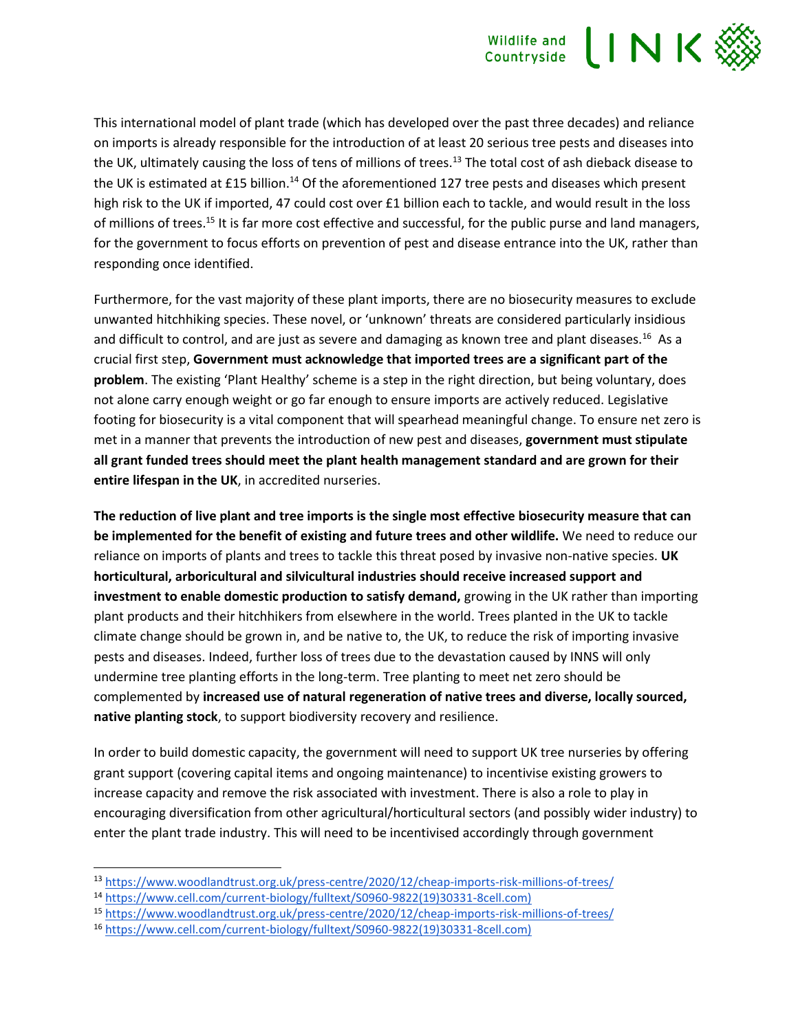This international model of plant trade (which has developed over the past three decades) and reliance on imports is already responsible for the introduction of at least 20 serious tree pests and diseases into the UK, ultimately causing the loss of tens of millions of trees.[13] The total cost of ash dieback disease to the UK is estimated at £15 billion.[14] Of the aforementioned 127 tree pests and diseases which present high risk to the UK if imported, 47 could cost over £1 billion each to tackle, and would result in the loss of millions of trees.[15] It is far more cost effective and successful, for the public purse and land managers, for the government to focus efforts on prevention of pest and disease entrance into the UK, rather than responding once identified.

Furthermore, for the vast majority of these plant imports, there are no biosecurity measures to exclude unwanted hitchhiking species. These novel, or 'unknown' threats are considered particularly insidious and difficult to control, and are just as severe and damaging as known tree and plant diseases.[16] As a crucial first step, **Government must acknowledge that imported trees are a significant part of the problem**. The existing 'Plant Healthy' scheme is a step in the right direction, but being voluntary, does not alone carry enough weight or go far enough to ensure imports are actively reduced. Legislative footing for biosecurity is a vital component that will spearhead meaningful change. To ensure net zero is met in a manner that prevents the introduction of new pest and diseases, **government must stipulate all grant funded trees should meet the plant health management standard and are grown for their entire lifespan in the UK**, in accredited nurseries.

**The reduction of live plant and tree imports is the single most effective biosecurity measure that can be implemented for the benefit of existing and future trees and other wildlife.** We need to reduce our reliance on imports of plants and trees to tackle this threat posed by invasive non-native species. **UK horticultural, arboricultural and silvicultural industries should receive increased support and investment to enable domestic production to satisfy demand,** growing in the UK rather than importing plant products and their hitchhikers from elsewhere in the world. Trees planted in the UK to tackle climate change should be grown in, and be native to, the UK, to reduce the risk of importing invasive pests and diseases. Indeed, further loss of trees due to the devastation caused by INNS will only undermine tree planting efforts in the long-term. Tree planting to meet net zero should be complemented by **increased use of natural regeneration of native trees and diverse, locally sourced, native planting stock**, to support biodiversity recovery and resilience.

In order to build domestic capacity, the government will need to support UK tree nurseries by offering grant support (covering capital items and ongoing maintenance) to incentivise existing growers to increase capacity and remove the risk associated with investment. There is also a role to play in encouraging diversification from other agricultural/horticultural sectors (and possibly wider industry) to enter the plant trade industry. This will need to be incentivised accordingly through government

---

[13] https://www.woodlandtrust.org.uk/press-centre/2020/12/cheap-imports-risk-millions-of-trees/

[14] https://www.cell.com/current-biology/fulltext/S0960-9822(19)30331-8cell.com)

[15] https://www.woodlandtrust.org.uk/press-centre/2020/12/cheap-imports-risk-millions-of-trees/

[16] https://www.cell.com/current-biology/fulltext/S0960-9822(19)30331-8cell.com)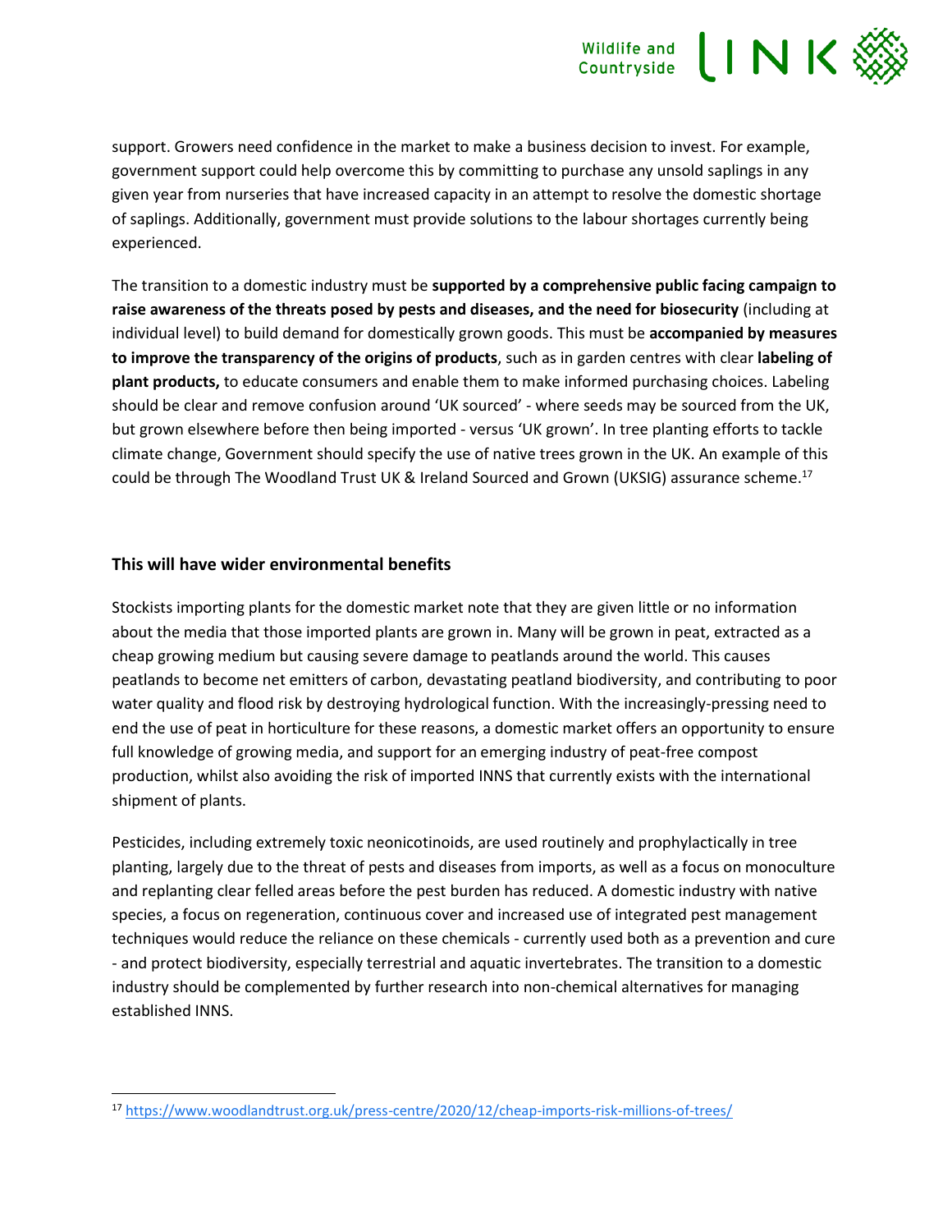support. Growers need confidence in the market to make a business decision to invest. For example, government support could help overcome this by committing to purchase any unsold saplings in any given year from nurseries that have increased capacity in an attempt to resolve the domestic shortage of saplings. Additionally, government must provide solutions to the labour shortages currently being experienced.

The transition to a domestic industry must be **supported by a comprehensive public facing campaign to raise awareness of the threats posed by pests and diseases, and the need for biosecurity** (including at individual level) to build demand for domestically grown goods. This must be **accompanied by measures to improve the transparency of the origins of products**, such as in garden centres with clear **labeling of plant products,** to educate consumers and enable them to make informed purchasing choices. Labeling should be clear and remove confusion around 'UK sourced' - where seeds may be sourced from the UK, but grown elsewhere before then being imported - versus 'UK grown'. In tree planting efforts to tackle climate change, Government should specify the use of native trees grown in the UK. An example of this could be through The Woodland Trust UK & Ireland Sourced and Grown (UKSIG) assurance scheme.[17]

### This will have wider environmental benefits

Stockists importing plants for the domestic market note that they are given little or no information about the media that those imported plants are grown in. Many will be grown in peat, extracted as a cheap growing medium but causing severe damage to peatlands around the world. This causes peatlands to become net emitters of carbon, devastating peatland biodiversity, and contributing to poor water quality and flood risk by destroying hydrological function. With the increasingly-pressing need to end the use of peat in horticulture for these reasons, a domestic market offers an opportunity to ensure full knowledge of growing media, and support for an emerging industry of peat-free compost production, whilst also avoiding the risk of imported INNS that currently exists with the international shipment of plants.

Pesticides, including extremely toxic neonicotinoids, are used routinely and prophylactically in tree planting, largely due to the threat of pests and diseases from imports, as well as a focus on monoculture and replanting clear felled areas before the pest burden has reduced. A domestic industry with native species, a focus on regeneration, continuous cover and increased use of integrated pest management techniques would reduce the reliance on these chemicals - currently used both as a prevention and cure - and protect biodiversity, especially terrestrial and aquatic invertebrates. The transition to a domestic industry should be complemented by further research into non-chemical alternatives for managing established INNS.

---

[17] https://www.woodlandtrust.org.uk/press-centre/2020/12/cheap-imports-risk-millions-of-trees/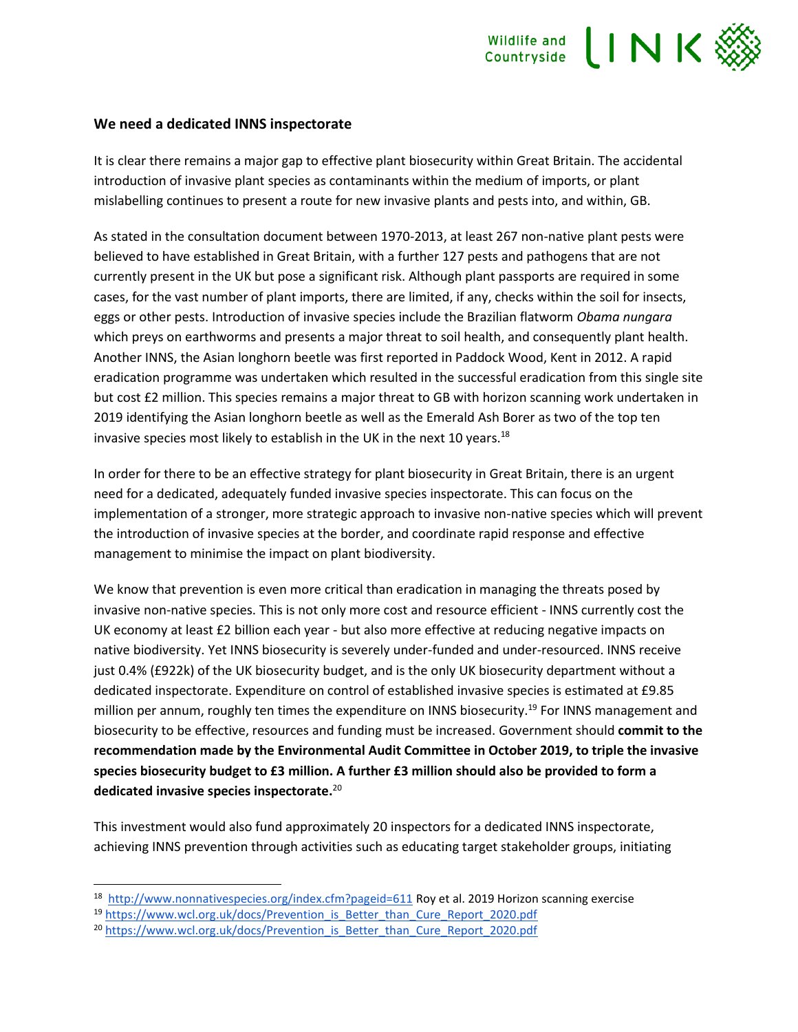### We need a dedicated INNS inspectorate

It is clear there remains a major gap to effective plant biosecurity within Great Britain. The accidental introduction of invasive plant species as contaminants within the medium of imports, or plant mislabelling continues to present a route for new invasive plants and pests into, and within, GB.

As stated in the consultation document between 1970-2013, at least 267 non-native plant pests were believed to have established in Great Britain, with a further 127 pests and pathogens that are not currently present in the UK but pose a significant risk. Although plant passports are required in some cases, for the vast number of plant imports, there are limited, if any, checks within the soil for insects, eggs or other pests. Introduction of invasive species include the Brazilian flatworm *Obama nungara* which preys on earthworms and presents a major threat to soil health, and consequently plant health. Another INNS, the Asian longhorn beetle was first reported in Paddock Wood, Kent in 2012. A rapid eradication programme was undertaken which resulted in the successful eradication from this single site but cost £2 million. This species remains a major threat to GB with horizon scanning work undertaken in 2019 identifying the Asian longhorn beetle as well as the Emerald Ash Borer as two of the top ten invasive species most likely to establish in the UK in the next 10 years.[18]

In order for there to be an effective strategy for plant biosecurity in Great Britain, there is an urgent need for a dedicated, adequately funded invasive species inspectorate. This can focus on the implementation of a stronger, more strategic approach to invasive non-native species which will prevent the introduction of invasive species at the border, and coordinate rapid response and effective management to minimise the impact on plant biodiversity.

We know that prevention is even more critical than eradication in managing the threats posed by invasive non-native species. This is not only more cost and resource efficient - INNS currently cost the UK economy at least £2 billion each year - but also more effective at reducing negative impacts on native biodiversity. Yet INNS biosecurity is severely under-funded and under-resourced. INNS receive just 0.4% (£922k) of the UK biosecurity budget, and is the only UK biosecurity department without a dedicated inspectorate. Expenditure on control of established invasive species is estimated at £9.85 million per annum, roughly ten times the expenditure on INNS biosecurity.[19] For INNS management and biosecurity to be effective, resources and funding must be increased. Government should **commit to the recommendation made by the Environmental Audit Committee in October 2019, to triple the invasive species biosecurity budget to £3 million. A further £3 million should also be provided to form a dedicated invasive species inspectorate.**[20]

This investment would also fund approximately 20 inspectors for a dedicated INNS inspectorate, achieving INNS prevention through activities such as educating target stakeholder groups, initiating

---

[18] http://www.nonnativespecies.org/index.cfm?pageid=611 Roy et al. 2019 Horizon scanning exercise

[19] https://www.wcl.org.uk/docs/Prevention_is_Better_than_Cure_Report_2020.pdf

[20] https://www.wcl.org.uk/docs/Prevention_is_Better_than_Cure_Report_2020.pdf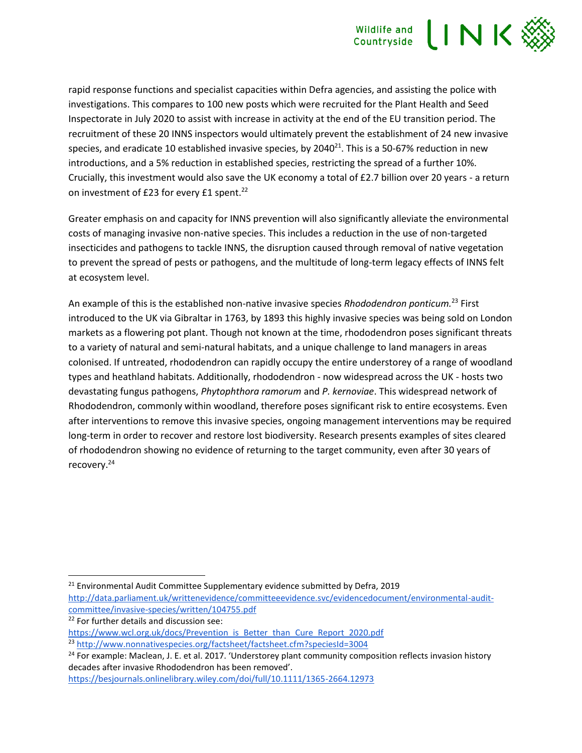rapid response functions and specialist capacities within Defra agencies, and assisting the police with investigations. This compares to 100 new posts which were recruited for the Plant Health and Seed Inspectorate in July 2020 to assist with increase in activity at the end of the EU transition period. The recruitment of these 20 INNS inspectors would ultimately prevent the establishment of 24 new invasive species, and eradicate 10 established invasive species, by 2040[21]. This is a 50-67% reduction in new introductions, and a 5% reduction in established species, restricting the spread of a further 10%. Crucially, this investment would also save the UK economy a total of £2.7 billion over 20 years - a return on investment of £23 for every £1 spent.[22]

Greater emphasis on and capacity for INNS prevention will also significantly alleviate the environmental costs of managing invasive non-native species. This includes a reduction in the use of non-targeted insecticides and pathogens to tackle INNS, the disruption caused through removal of native vegetation to prevent the spread of pests or pathogens, and the multitude of long-term legacy effects of INNS felt at ecosystem level.

An example of this is the established non-native invasive species *Rhododendron ponticum.*[23] First introduced to the UK via Gibraltar in 1763, by 1893 this highly invasive species was being sold on London markets as a flowering pot plant. Though not known at the time, rhododendron poses significant threats to a variety of natural and semi-natural habitats, and a unique challenge to land managers in areas colonised. If untreated, rhododendron can rapidly occupy the entire understorey of a range of woodland types and heathland habitats. Additionally, rhododendron - now widespread across the UK - hosts two devastating fungus pathogens, *Phytophthora ramorum* and *P. kernoviae*. This widespread network of Rhododendron, commonly within woodland, therefore poses significant risk to entire ecosystems. Even after interventions to remove this invasive species, ongoing management interventions may be required long-term in order to recover and restore lost biodiversity. Research presents examples of sites cleared of rhododendron showing no evidence of returning to the target community, even after 30 years of recovery.[24]

---

[21] Environmental Audit Committee Supplementary evidence submitted by Defra, 2019 http://data.parliament.uk/writtenevidence/committeeevidence.svc/evidencedocument/environmental-audit-committee/invasive-species/written/104755.pdf

[22] For further details and discussion see: https://www.wcl.org.uk/docs/Prevention_is_Better_than_Cure_Report_2020.pdf

[23] http://www.nonnativespecies.org/factsheet/factsheet.cfm?speciesId=3004

[24] For example: Maclean, J. E. et al. 2017. 'Understorey plant community composition reflects invasion history decades after invasive Rhododendron has been removed'. https://besjournals.onlinelibrary.wiley.com/doi/full/10.1111/1365-2664.12973